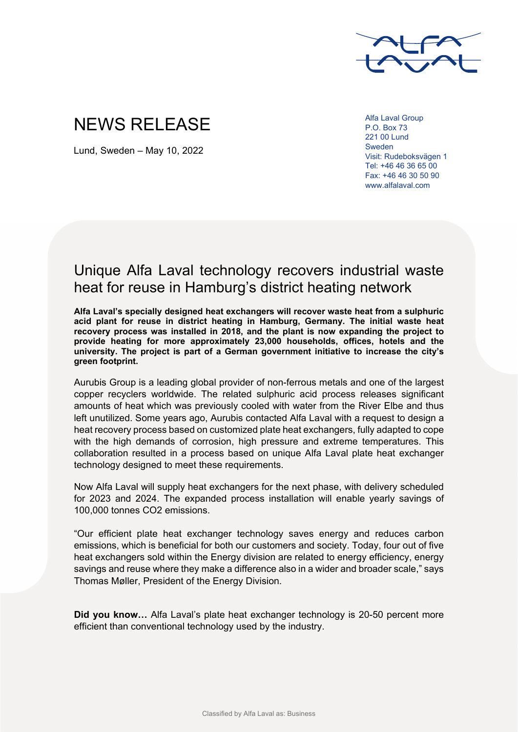# NEWS RELEASE

Lund, Sweden – May 10, 2022

Alfa Laval Group
P.O. Box 73
221 00 Lund
Sweden
Visit: Rudeboksvägen 1
Tel: +46 46 36 65 00
Fax: +46 46 30 50 90
www.alfalaval.com

## Unique Alfa Laval technology recovers industrial waste heat for reuse in Hamburg's district heating network

**Alfa Laval's specially designed heat exchangers will recover waste heat from a sulphuric acid plant for reuse in district heating in Hamburg, Germany. The initial waste heat recovery process was installed in 2018, and the plant is now expanding the project to provide heating for more approximately 23,000 households, offices, hotels and the university. The project is part of a German government initiative to increase the city's green footprint.**

Aurubis Group is a leading global provider of non-ferrous metals and one of the largest copper recyclers worldwide. The related sulphuric acid process releases significant amounts of heat which was previously cooled with water from the River Elbe and thus left unutilized. Some years ago, Aurubis contacted Alfa Laval with a request to design a heat recovery process based on customized plate heat exchangers, fully adapted to cope with the high demands of corrosion, high pressure and extreme temperatures. This collaboration resulted in a process based on unique Alfa Laval plate heat exchanger technology designed to meet these requirements.

Now Alfa Laval will supply heat exchangers for the next phase, with delivery scheduled for 2023 and 2024. The expanded process installation will enable yearly savings of 100,000 tonnes CO2 emissions.

"Our efficient plate heat exchanger technology saves energy and reduces carbon emissions, which is beneficial for both our customers and society. Today, four out of five heat exchangers sold within the Energy division are related to energy efficiency, energy savings and reuse where they make a difference also in a wider and broader scale," says Thomas Møller, President of the Energy Division.

**Did you know…** Alfa Laval's plate heat exchanger technology is 20-50 percent more efficient than conventional technology used by the industry.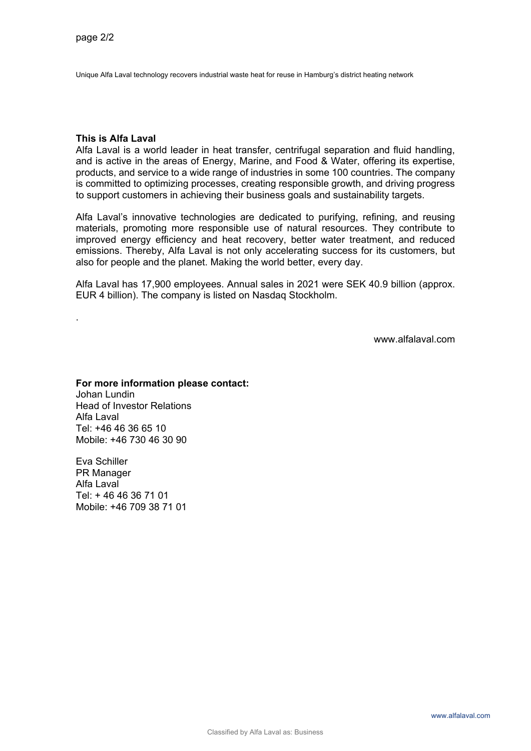**This is Alfa Laval**

Alfa Laval is a world leader in heat transfer, centrifugal separation and fluid handling, and is active in the areas of Energy, Marine, and Food & Water, offering its expertise, products, and service to a wide range of industries in some 100 countries. The company is committed to optimizing processes, creating responsible growth, and driving progress to support customers in achieving their business goals and sustainability targets.

Alfa Laval's innovative technologies are dedicated to purifying, refining, and reusing materials, promoting more responsible use of natural resources. They contribute to improved energy efficiency and heat recovery, better water treatment, and reduced emissions. Thereby, Alfa Laval is not only accelerating success for its customers, but also for people and the planet. Making the world better, every day.

Alfa Laval has 17,900 employees. Annual sales in 2021 were SEK 40.9 billion (approx. EUR 4 billion). The company is listed on Nasdaq Stockholm.

.

www.alfalaval.com

**For more information please contact:**

Johan Lundin
Head of Investor Relations
Alfa Laval
Tel: +46 46 36 65 10
Mobile: +46 730 46 30 90

Eva Schiller
PR Manager
Alfa Laval
Tel: + 46 46 36 71 01
Mobile: +46 709 38 71 01